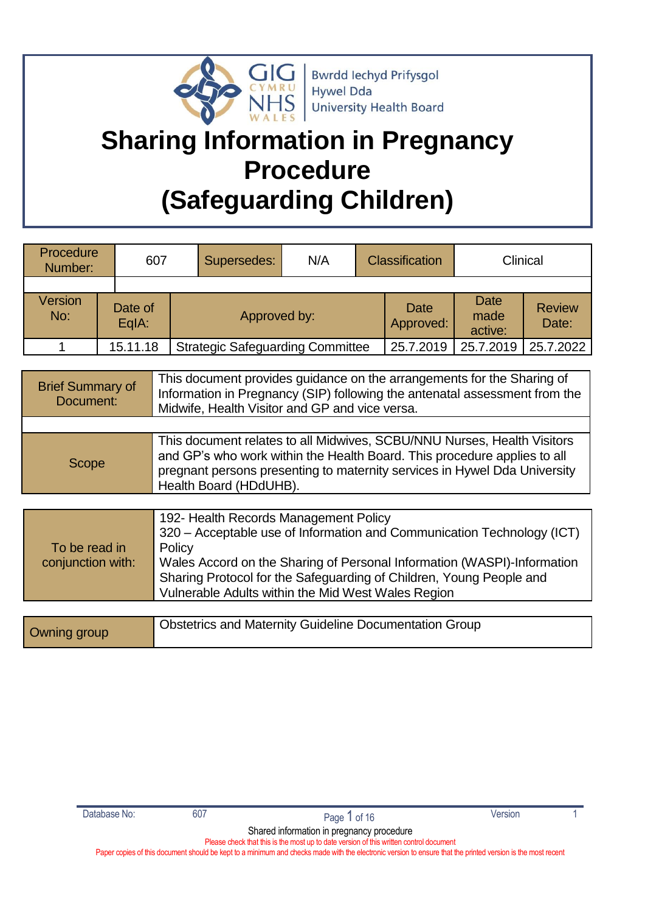Bwrdd Iechyd Prifysgol Hywel Dda University Health Board

# Sharing Information in Pregnancy Procedure (Safeguarding Children)

| Procedure Number: | 607 | Supersedes: | N/A | Classification | Clinical |
|---|---|---|---|---|---|

| Version No: | Date of EqIA: | Approved by: | Date Approved: | Date made active: | Review Date: |
|---|---|---|---|---|---|
| 1 | 15.11.18 | Strategic Safeguarding Committee | 25.7.2019 | 25.7.2019 | 25.7.2022 |

| | |
|---|---|
| Brief Summary of Document: | This document provides guidance on the arrangements for the Sharing of Information in Pregnancy (SIP) following the antenatal assessment from the Midwife, Health Visitor and GP and vice versa. |
| Scope | This document relates to all Midwives, SCBU/NNU Nurses, Health Visitors and GP's who work within the Health Board. This procedure applies to all pregnant persons presenting to maternity services in Hywel Dda University Health Board (HDdUHB). |

| | |
|---|---|
| To be read in conjunction with: | 192- Health Records Management Policy<br>320 – Acceptable use of Information and Communication Technology (ICT) Policy<br>Wales Accord on the Sharing of Personal Information (WASPI)-Information Sharing Protocol for the Safeguarding of Children, Young People and Vulnerable Adults within the Mid West Wales Region |

| | |
|---|---|
| Owning group | Obstetrics and Maternity Guideline Documentation Group |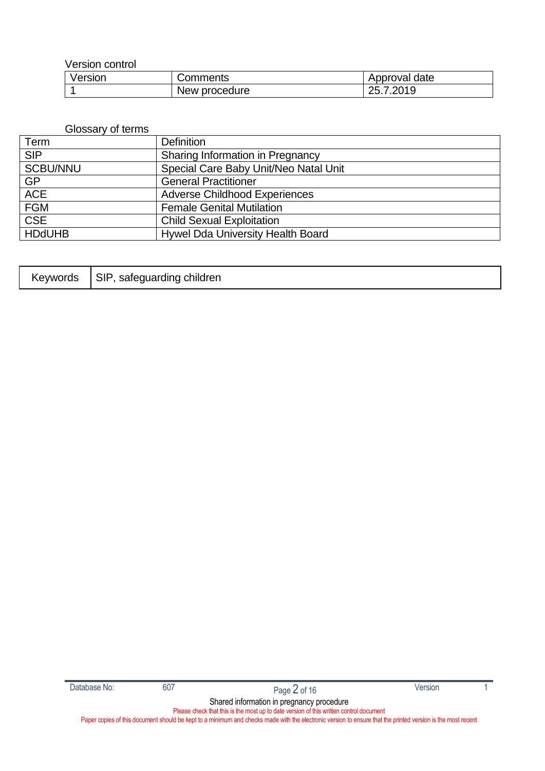Version control

| Version | Comments | Approval date |
|---|---|---|
| 1 | New procedure | 25.7.2019 |

Glossary of terms

| Term | Definition |
|---|---|
| SIP | Sharing Information in Pregnancy |
| SCBU/NNU | Special Care Baby Unit/Neo Natal Unit |
| GP | General Practitioner |
| ACE | Adverse Childhood Experiences |
| FGM | Female Genital Mutilation |
| CSE | Child Sexual Exploitation |
| HDdUHB | Hywel Dda University Health Board |

| Keywords | SIP, safeguarding children |
|---|---|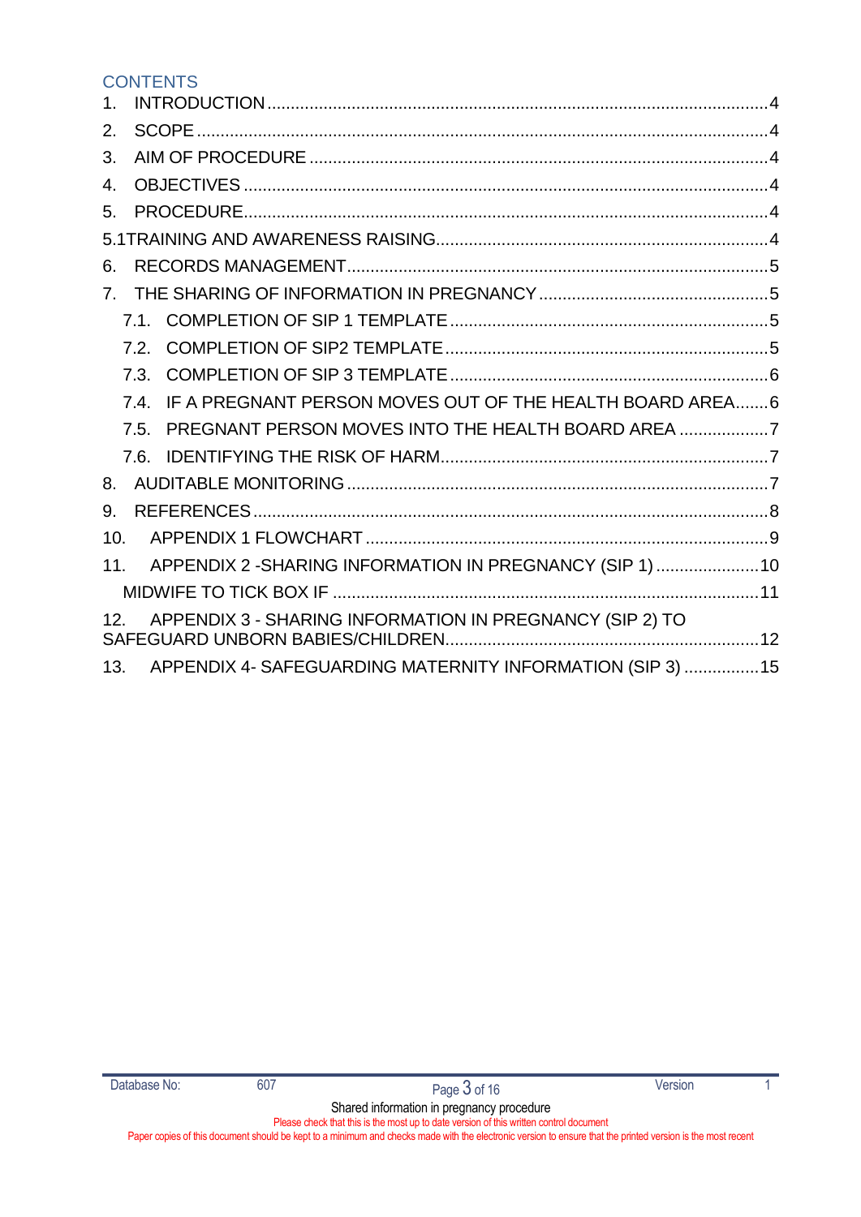## CONTENTS

1. INTRODUCTION ........................................................................................................ 4
2. SCOPE ....................................................................................................................... 4
3. AIM OF PROCEDURE ................................................................................................ 4
4. OBJECTIVES ............................................................................................................. 4
5. PROCEDURE............................................................................................................. 4

5.1TRAINING AND AWARENESS RAISING..................................................................... 4

6. RECORDS MANAGEMENT........................................................................................ 5
7. THE SHARING OF INFORMATION IN PREGNANCY ................................................ 5
   - 7.1. COMPLETION OF SIP 1 TEMPLATE ................................................................... 5
   - 7.2. COMPLETION OF SIP2 TEMPLATE .................................................................... 5
   - 7.3. COMPLETION OF SIP 3 TEMPLATE ................................................................... 6
   - 7.4. IF A PREGNANT PERSON MOVES OUT OF THE HEALTH BOARD AREA....... 6
   - 7.5. PREGNANT PERSON MOVES INTO THE HEALTH BOARD AREA .................. 7
   - 7.6. IDENTIFYING THE RISK OF HARM..................................................................... 7
8. AUDITABLE MONITORING ........................................................................................ 7
9. REFERENCES ........................................................................................................... 8
10. APPENDIX 1 FLOWCHART ..................................................................................... 9
11. APPENDIX 2 -SHARING INFORMATION IN PREGNANCY (SIP 1) ...................... 10

    MIDWIFE TO TICK BOX IF ......................................................................................... 11

12. APPENDIX 3 - SHARING INFORMATION IN PREGNANCY (SIP 2) TO SAFEGUARD UNBORN BABIES/CHILDREN.................................................................. 12
13. APPENDIX 4- SAFEGUARDING MATERNITY INFORMATION (SIP 3) ................ 15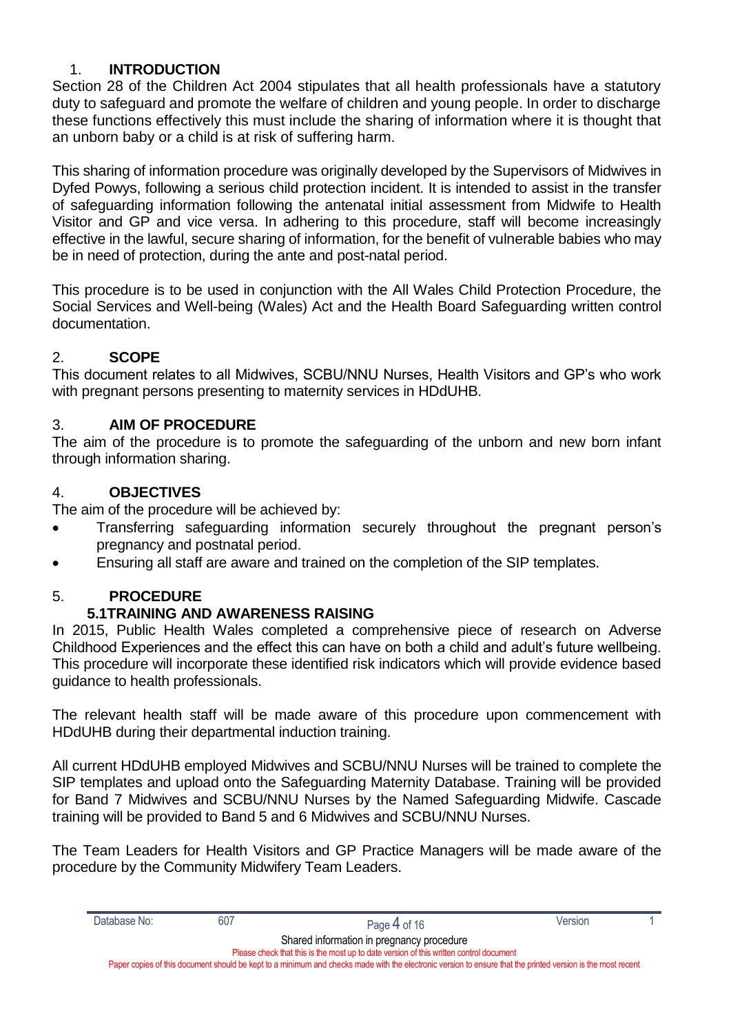## 1. INTRODUCTION

Section 28 of the Children Act 2004 stipulates that all health professionals have a statutory duty to safeguard and promote the welfare of children and young people. In order to discharge these functions effectively this must include the sharing of information where it is thought that an unborn baby or a child is at risk of suffering harm.

This sharing of information procedure was originally developed by the Supervisors of Midwives in Dyfed Powys, following a serious child protection incident. It is intended to assist in the transfer of safeguarding information following the antenatal initial assessment from Midwife to Health Visitor and GP and vice versa. In adhering to this procedure, staff will become increasingly effective in the lawful, secure sharing of information, for the benefit of vulnerable babies who may be in need of protection, during the ante and post-natal period.

This procedure is to be used in conjunction with the All Wales Child Protection Procedure, the Social Services and Well-being (Wales) Act and the Health Board Safeguarding written control documentation.

## 2. SCOPE

This document relates to all Midwives, SCBU/NNU Nurses, Health Visitors and GP's who work with pregnant persons presenting to maternity services in HDdUHB.

## 3. AIM OF PROCEDURE

The aim of the procedure is to promote the safeguarding of the unborn and new born infant through information sharing.

## 4. OBJECTIVES

The aim of the procedure will be achieved by:

- Transferring safeguarding information securely throughout the pregnant person's pregnancy and postnatal period.
- Ensuring all staff are aware and trained on the completion of the SIP templates.

## 5. PROCEDURE

### 5.1 TRAINING AND AWARENESS RAISING

In 2015, Public Health Wales completed a comprehensive piece of research on Adverse Childhood Experiences and the effect this can have on both a child and adult's future wellbeing. This procedure will incorporate these identified risk indicators which will provide evidence based guidance to health professionals.

The relevant health staff will be made aware of this procedure upon commencement with HDdUHB during their departmental induction training.

All current HDdUHB employed Midwives and SCBU/NNU Nurses will be trained to complete the SIP templates and upload onto the Safeguarding Maternity Database. Training will be provided for Band 7 Midwives and SCBU/NNU Nurses by the Named Safeguarding Midwife. Cascade training will be provided to Band 5 and 6 Midwives and SCBU/NNU Nurses.

The Team Leaders for Health Visitors and GP Practice Managers will be made aware of the procedure by the Community Midwifery Team Leaders.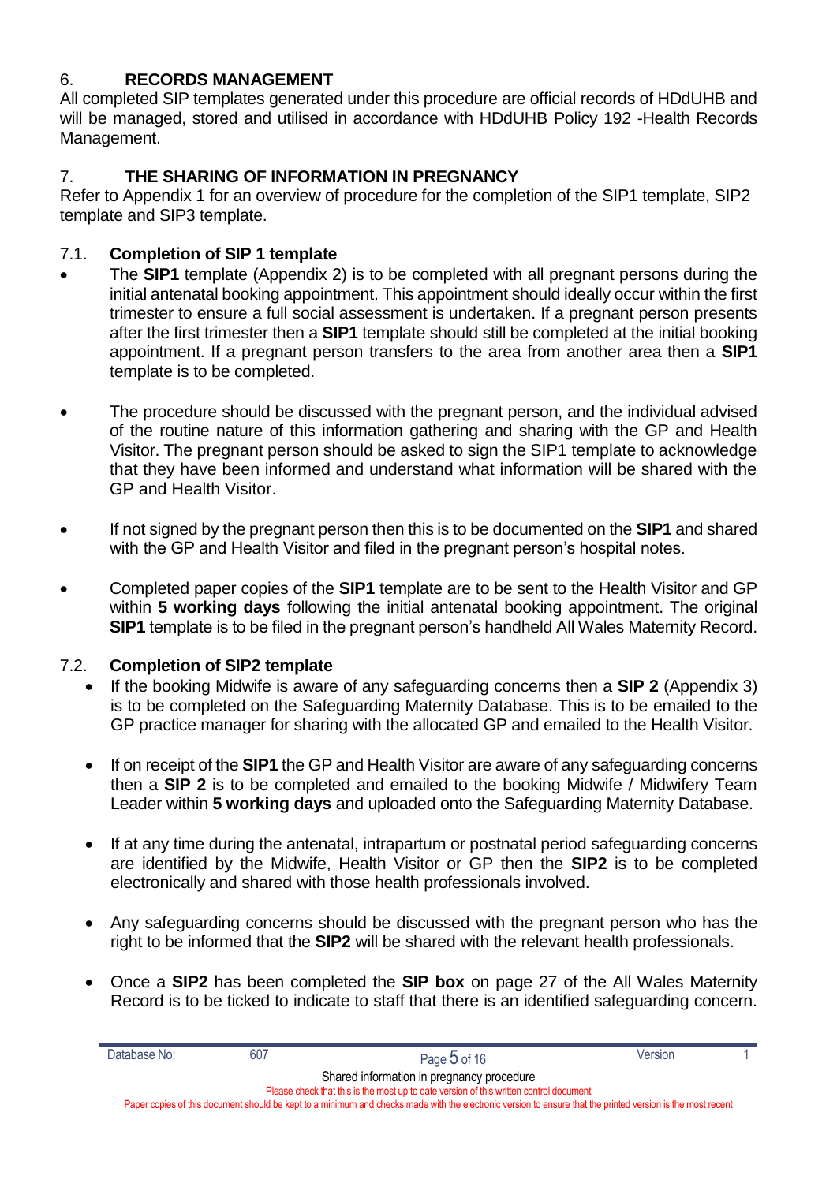## 6. RECORDS MANAGEMENT

All completed SIP templates generated under this procedure are official records of HDdUHB and will be managed, stored and utilised in accordance with HDdUHB Policy 192 -Health Records Management.

## 7. THE SHARING OF INFORMATION IN PREGNANCY

Refer to Appendix 1 for an overview of procedure for the completion of the SIP1 template, SIP2 template and SIP3 template.

### 7.1. Completion of SIP 1 template

- The **SIP1** template (Appendix 2) is to be completed with all pregnant persons during the initial antenatal booking appointment. This appointment should ideally occur within the first trimester to ensure a full social assessment is undertaken. If a pregnant person presents after the first trimester then a **SIP1** template should still be completed at the initial booking appointment. If a pregnant person transfers to the area from another area then a **SIP1** template is to be completed.

- The procedure should be discussed with the pregnant person, and the individual advised of the routine nature of this information gathering and sharing with the GP and Health Visitor. The pregnant person should be asked to sign the SIP1 template to acknowledge that they have been informed and understand what information will be shared with the GP and Health Visitor.

- If not signed by the pregnant person then this is to be documented on the **SIP1** and shared with the GP and Health Visitor and filed in the pregnant person's hospital notes.

- Completed paper copies of the **SIP1** template are to be sent to the Health Visitor and GP within **5 working days** following the initial antenatal booking appointment. The original **SIP1** template is to be filed in the pregnant person's handheld All Wales Maternity Record.

### 7.2. Completion of SIP2 template

- If the booking Midwife is aware of any safeguarding concerns then a **SIP 2** (Appendix 3) is to be completed on the Safeguarding Maternity Database. This is to be emailed to the GP practice manager for sharing with the allocated GP and emailed to the Health Visitor.

- If on receipt of the **SIP1** the GP and Health Visitor are aware of any safeguarding concerns then a **SIP 2** is to be completed and emailed to the booking Midwife / Midwifery Team Leader within **5 working days** and uploaded onto the Safeguarding Maternity Database.

- If at any time during the antenatal, intrapartum or postnatal period safeguarding concerns are identified by the Midwife, Health Visitor or GP then the **SIP2** is to be completed electronically and shared with those health professionals involved.

- Any safeguarding concerns should be discussed with the pregnant person who has the right to be informed that the **SIP2** will be shared with the relevant health professionals.

- Once a **SIP2** has been completed the **SIP box** on page 27 of the All Wales Maternity Record is to be ticked to indicate to staff that there is an identified safeguarding concern.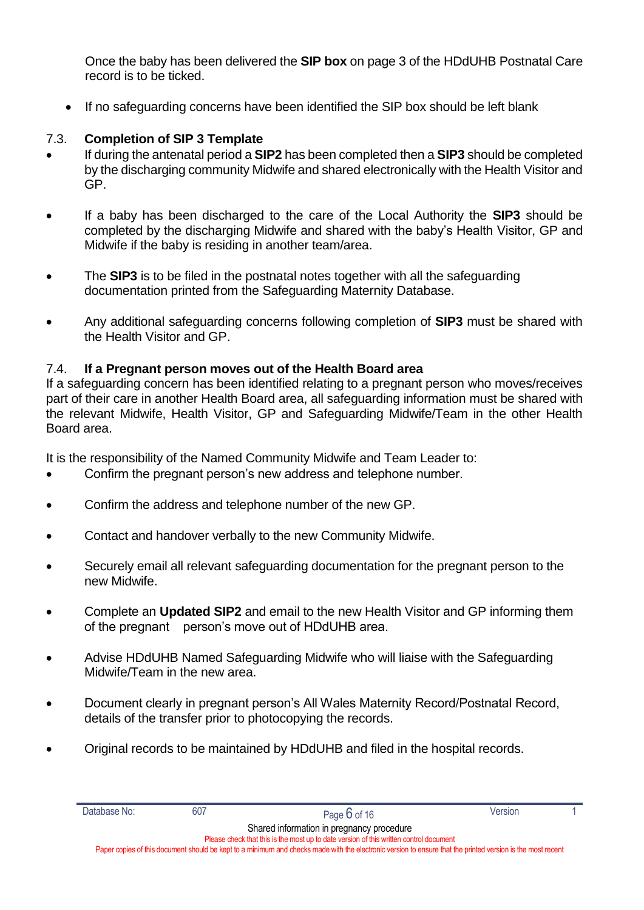Once the baby has been delivered the **SIP box** on page 3 of the HDdUHB Postnatal Care record is to be ticked.

- If no safeguarding concerns have been identified the SIP box should be left blank

### 7.3. Completion of SIP 3 Template

- If during the antenatal period a **SIP2** has been completed then a **SIP3** should be completed by the discharging community Midwife and shared electronically with the Health Visitor and GP.
- If a baby has been discharged to the care of the Local Authority the **SIP3** should be completed by the discharging Midwife and shared with the baby's Health Visitor, GP and Midwife if the baby is residing in another team/area.
- The **SIP3** is to be filed in the postnatal notes together with all the safeguarding documentation printed from the Safeguarding Maternity Database.
- Any additional safeguarding concerns following completion of **SIP3** must be shared with the Health Visitor and GP.

### 7.4. If a Pregnant person moves out of the Health Board area

If a safeguarding concern has been identified relating to a pregnant person who moves/receives part of their care in another Health Board area, all safeguarding information must be shared with the relevant Midwife, Health Visitor, GP and Safeguarding Midwife/Team in the other Health Board area.

It is the responsibility of the Named Community Midwife and Team Leader to:

- Confirm the pregnant person's new address and telephone number.
- Confirm the address and telephone number of the new GP.
- Contact and handover verbally to the new Community Midwife.
- Securely email all relevant safeguarding documentation for the pregnant person to the new Midwife.
- Complete an **Updated SIP2** and email to the new Health Visitor and GP informing them of the pregnant person's move out of HDdUHB area.
- Advise HDdUHB Named Safeguarding Midwife who will liaise with the Safeguarding Midwife/Team in the new area.
- Document clearly in pregnant person's All Wales Maternity Record/Postnatal Record, details of the transfer prior to photocopying the records.
- Original records to be maintained by HDdUHB and filed in the hospital records.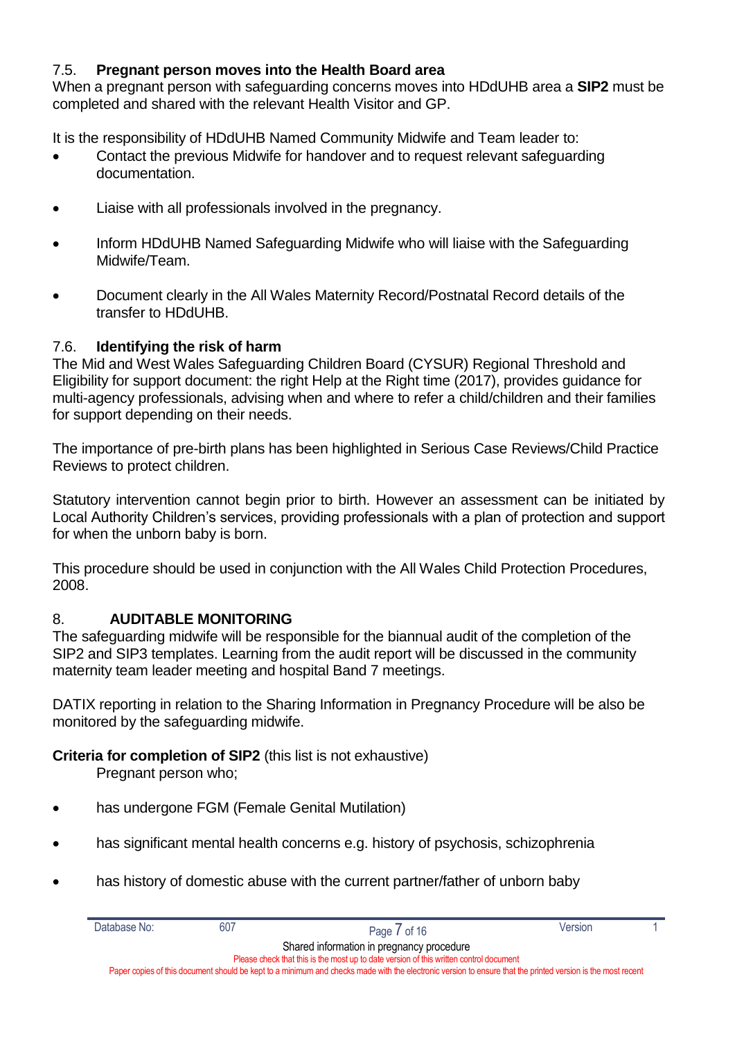### 7.5. Pregnant person moves into the Health Board area

When a pregnant person with safeguarding concerns moves into HDdUHB area a **SIP2** must be completed and shared with the relevant Health Visitor and GP.

It is the responsibility of HDdUHB Named Community Midwife and Team leader to:

- Contact the previous Midwife for handover and to request relevant safeguarding documentation.
- Liaise with all professionals involved in the pregnancy.
- Inform HDdUHB Named Safeguarding Midwife who will liaise with the Safeguarding Midwife/Team.
- Document clearly in the All Wales Maternity Record/Postnatal Record details of the transfer to HDdUHB.

### 7.6. Identifying the risk of harm

The Mid and West Wales Safeguarding Children Board (CYSUR) Regional Threshold and Eligibility for support document: the right Help at the Right time (2017), provides guidance for multi-agency professionals, advising when and where to refer a child/children and their families for support depending on their needs.

The importance of pre-birth plans has been highlighted in Serious Case Reviews/Child Practice Reviews to protect children.

Statutory intervention cannot begin prior to birth. However an assessment can be initiated by Local Authority Children's services, providing professionals with a plan of protection and support for when the unborn baby is born.

This procedure should be used in conjunction with the All Wales Child Protection Procedures, 2008.

## 8. AUDITABLE MONITORING

The safeguarding midwife will be responsible for the biannual audit of the completion of the SIP2 and SIP3 templates. Learning from the audit report will be discussed in the community maternity team leader meeting and hospital Band 7 meetings.

DATIX reporting in relation to the Sharing Information in Pregnancy Procedure will be also be monitored by the safeguarding midwife.

**Criteria for completion of SIP2** (this list is not exhaustive)

Pregnant person who;

- has undergone FGM (Female Genital Mutilation)
- has significant mental health concerns e.g. history of psychosis, schizophrenia
- has history of domestic abuse with the current partner/father of unborn baby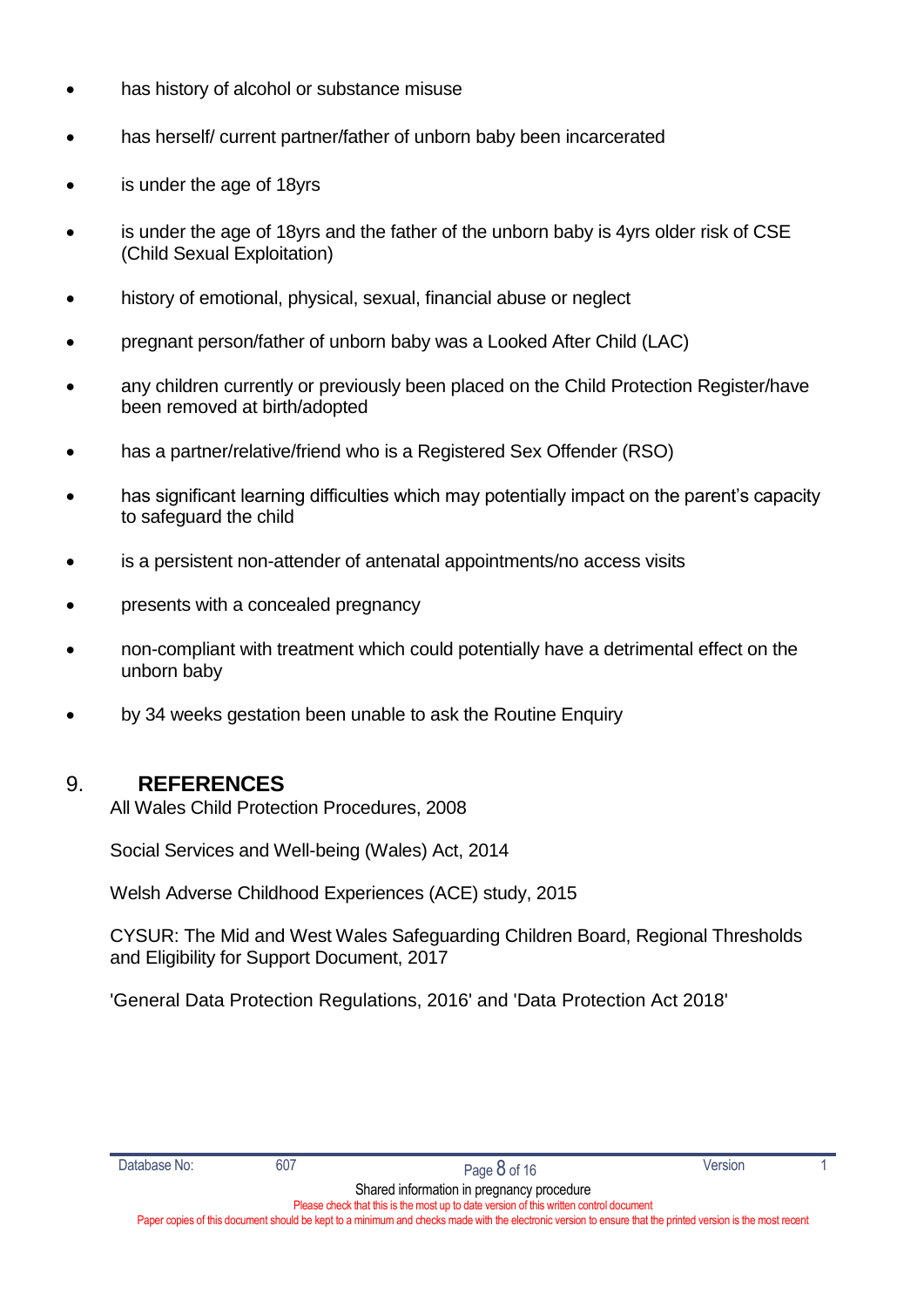- has history of alcohol or substance misuse
- has herself/ current partner/father of unborn baby been incarcerated
- is under the age of 18yrs
- is under the age of 18yrs and the father of the unborn baby is 4yrs older risk of CSE (Child Sexual Exploitation)
- history of emotional, physical, sexual, financial abuse or neglect
- pregnant person/father of unborn baby was a Looked After Child (LAC)
- any children currently or previously been placed on the Child Protection Register/have been removed at birth/adopted
- has a partner/relative/friend who is a Registered Sex Offender (RSO)
- has significant learning difficulties which may potentially impact on the parent's capacity to safeguard the child
- is a persistent non-attender of antenatal appointments/no access visits
- presents with a concealed pregnancy
- non-compliant with treatment which could potentially have a detrimental effect on the unborn baby
- by 34 weeks gestation been unable to ask the Routine Enquiry

## 9. REFERENCES

All Wales Child Protection Procedures, 2008

Social Services and Well-being (Wales) Act, 2014

Welsh Adverse Childhood Experiences (ACE) study, 2015

CYSUR: The Mid and West Wales Safeguarding Children Board, Regional Thresholds and Eligibility for Support Document, 2017

'General Data Protection Regulations, 2016' and 'Data Protection Act 2018'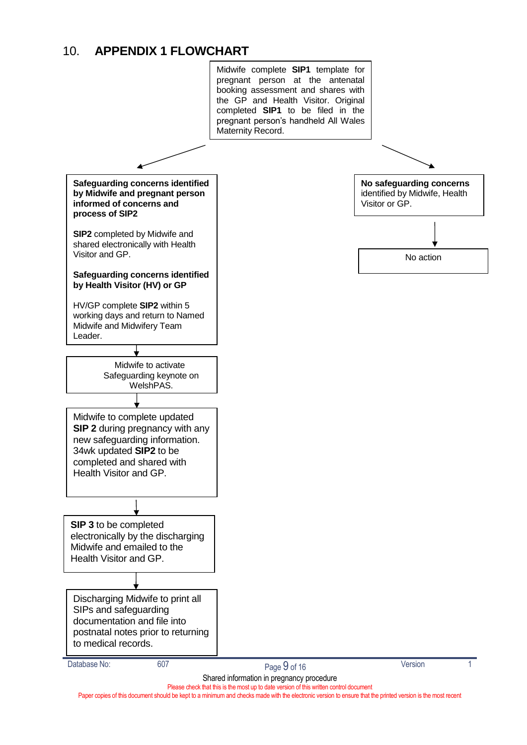## 10. APPENDIX 1 FLOWCHART

Midwife complete **SIP1** template for pregnant person at the antenatal booking assessment and shares with the GP and Health Visitor. Original completed **SIP1** to be filed in the pregnant person's handheld All Wales Maternity Record.

↙ ↘

**Safeguarding concerns identified by Midwife and pregnant person informed of concerns and process of SIP2**

**SIP2** completed by Midwife and shared electronically with Health Visitor and GP.

**Safeguarding concerns identified by Health Visitor (HV) or GP**

HV/GP complete **SIP2** within 5 working days and return to Named Midwife and Midwifery Team Leader.

↓

Midwife to activate Safeguarding keynote on WelshPAS.

↓

Midwife to complete updated **SIP 2** during pregnancy with any new safeguarding information. 34wk updated **SIP2** to be completed and shared with Health Visitor and GP.

↓

**SIP 3** to be completed electronically by the discharging Midwife and emailed to the Health Visitor and GP.

↓

Discharging Midwife to print all SIPs and safeguarding documentation and file into postnatal notes prior to returning to medical records.

---

**No safeguarding concerns** identified by Midwife, Health Visitor or GP.

↓

No action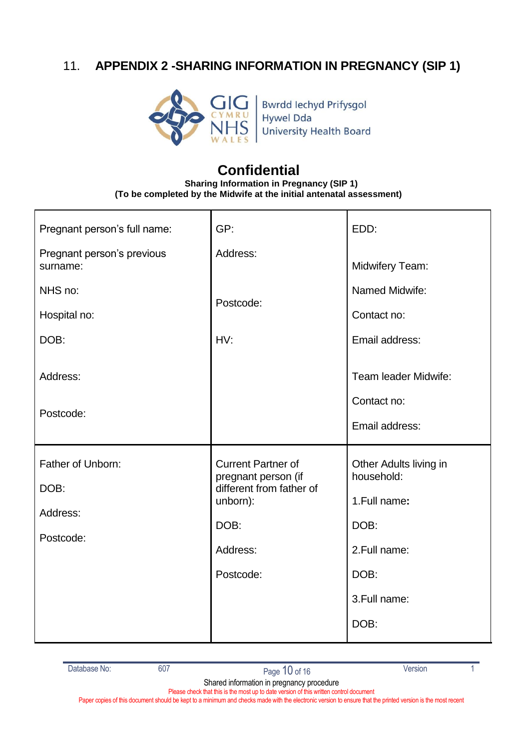## 11. APPENDIX 2 -SHARING INFORMATION IN PREGNANCY (SIP 1)

Bwrdd Iechyd Prifysgol
Hywel Dda
University Health Board

# Confidential

**Sharing Information in Pregnancy (SIP 1)**
**(To be completed by the Midwife at the initial antenatal assessment)**

| | | |
|---|---|---|
| Pregnant person's full name:<br><br>Pregnant person's previous surname:<br><br>NHS no:<br><br>Hospital no:<br><br>DOB:<br><br>Address:<br><br>Postcode: | GP:<br><br>Address:<br><br>Postcode:<br><br>HV: | EDD:<br><br>Midwifery Team:<br><br>Named Midwife:<br><br>Contact no:<br><br>Email address:<br><br>Team leader Midwife:<br><br>Contact no:<br><br>Email address: |
| Father of Unborn:<br><br>DOB:<br><br>Address:<br><br>Postcode: | Current Partner of pregnant person (if different from father of unborn):<br><br>DOB:<br><br>Address:<br><br>Postcode: | Other Adults living in household:<br><br>1.Full name**:**<br><br>DOB:<br><br>2.Full name:<br><br>DOB:<br><br>3.Full name:<br><br>DOB: |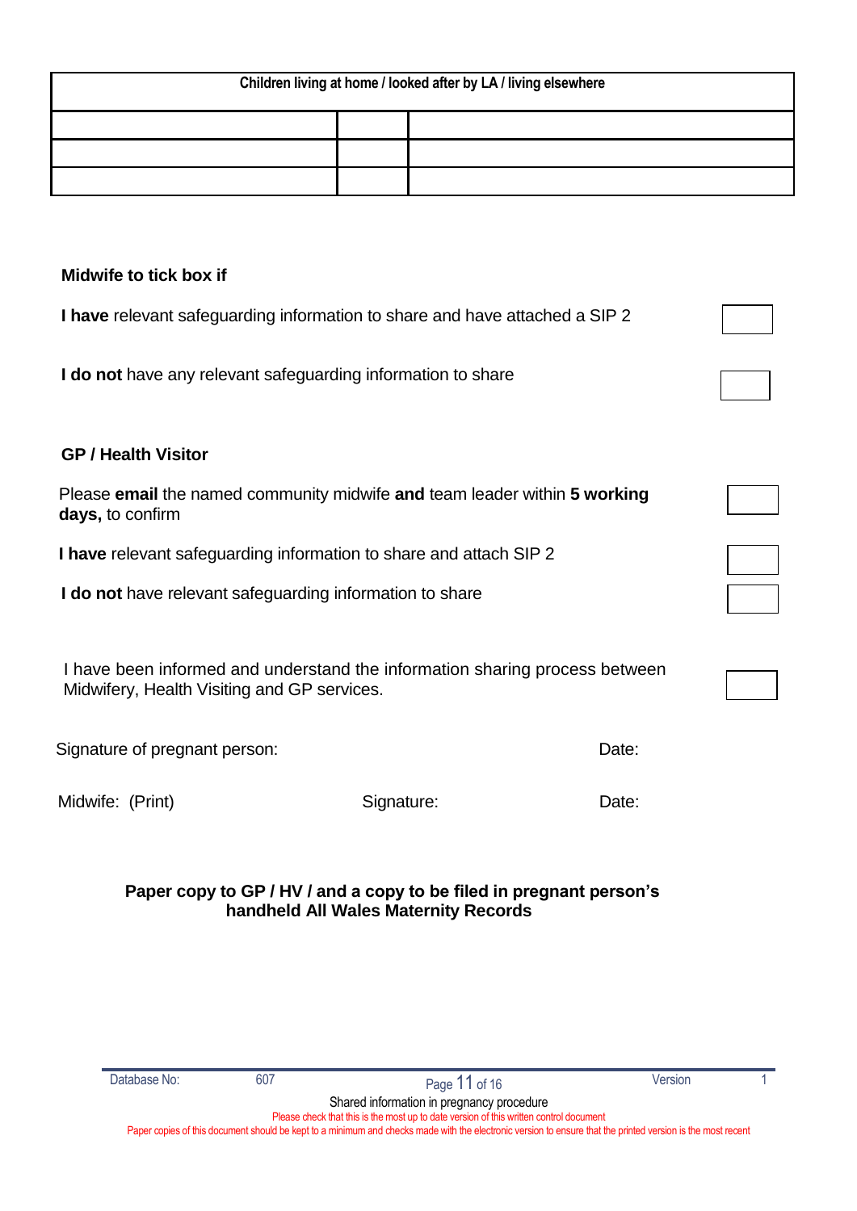| Children living at home / looked after by LA / living elsewhere | | |
|---|---|---|
| | | |
| | | |
| | | |

**Midwife to tick box if**

**I have** relevant safeguarding information to share and have attached a SIP 2 ☐

**I do not** have any relevant safeguarding information to share ☐

**GP / Health Visitor**

Please **email** the named community midwife **and** team leader within **5 working days,** to confirm ☐

**I have** relevant safeguarding information to share and attach SIP 2 ☐

**I do not** have relevant safeguarding information to share ☐

I have been informed and understand the information sharing process between Midwifery, Health Visiting and GP services. ☐

Signature of pregnant person: Date:

Midwife: (Print) Signature: Date:

**Paper copy to GP / HV / and a copy to be filed in pregnant person's handheld All Wales Maternity Records**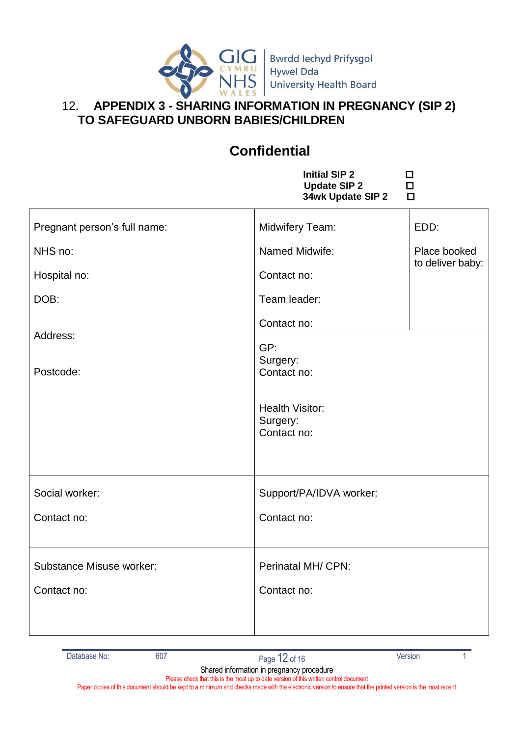## 12. APPENDIX 3 - SHARING INFORMATION IN PREGNANCY (SIP 2) TO SAFEGUARD UNBORN BABIES/CHILDREN

## Confidential

**Initial SIP 2** ☐
**Update SIP 2** ☐
**34wk Update SIP 2** ☐

| | | |
|---|---|---|
| Pregnant person's full name:<br><br>NHS no:<br><br>Hospital no:<br><br>DOB:<br><br>Address:<br><br>Postcode: | Midwifery Team:<br><br>Named Midwife:<br><br>Contact no:<br><br>Team leader:<br><br>Contact no: | EDD:<br><br>Place booked to deliver baby: |
| | GP:<br>Surgery:<br>Contact no:<br><br>Health Visitor:<br>Surgery:<br>Contact no: | |
| Social worker:<br><br>Contact no: | Support/PA/IDVA worker:<br><br>Contact no: | |
| Substance Misuse worker:<br><br>Contact no: | Perinatal MH/ CPN:<br><br>Contact no: | |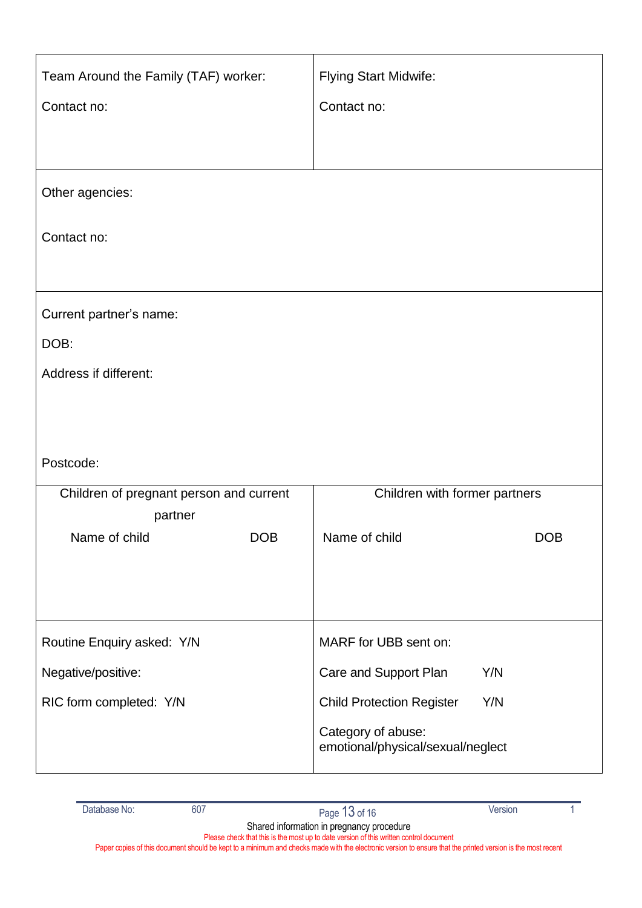| Team Around the Family (TAF) worker:<br><br>Contact no: | Flying Start Midwife:<br><br>Contact no: |
|---|---|
| Other agencies:<br><br>Contact no: | |
| Current partner's name:<br><br>DOB:<br><br>Address if different:<br><br>Postcode: | |
| Children of pregnant person and current partner<br><br>Name of child DOB | Children with former partners<br><br>Name of child DOB |
| Routine Enquiry asked: Y/N<br><br>Negative/positive:<br><br>RIC form completed: Y/N | MARF for UBB sent on:<br><br>Care and Support Plan Y/N<br><br>Child Protection Register Y/N<br><br>Category of abuse: emotional/physical/sexual/neglect |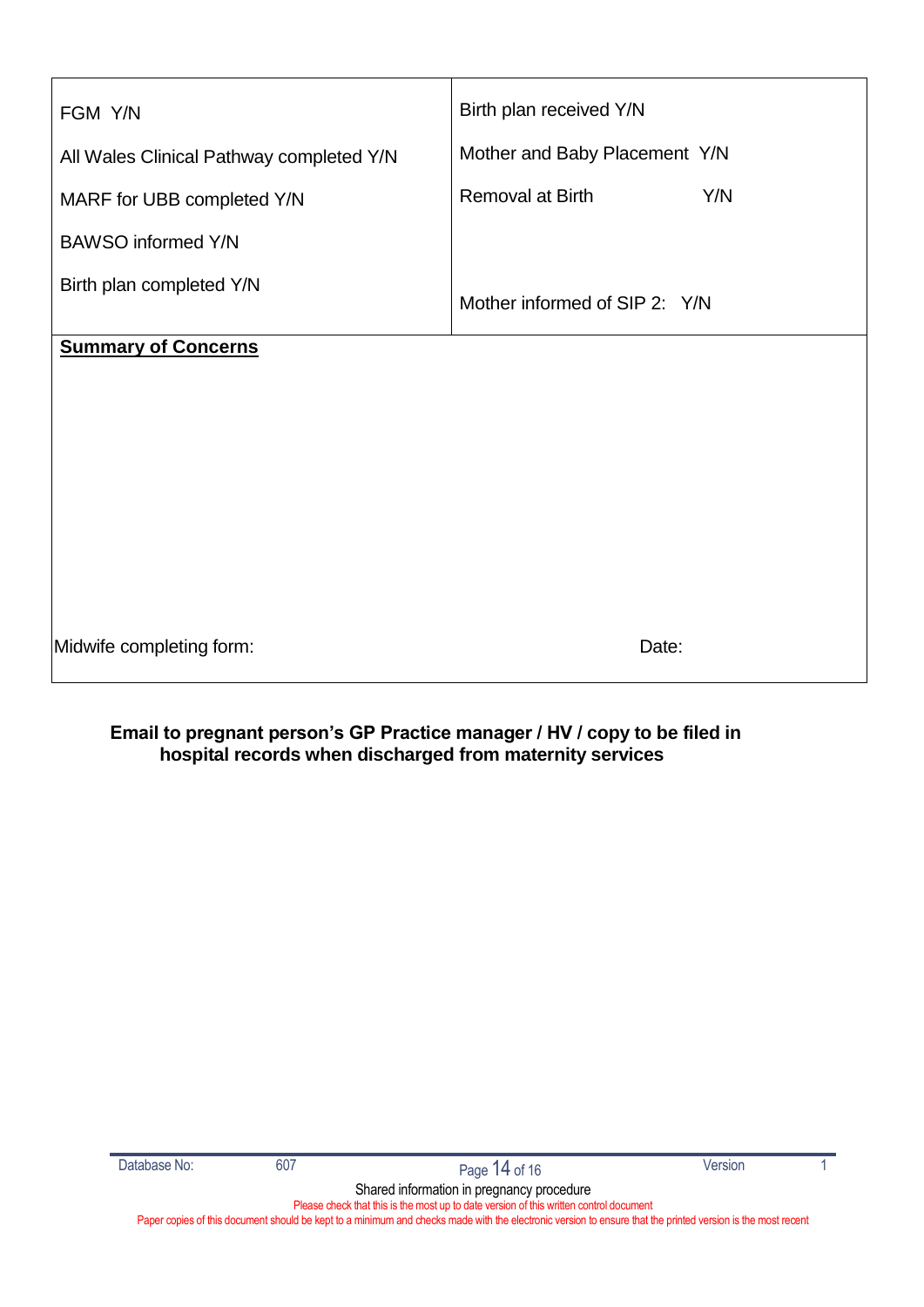| | |
|---|---|
| FGM Y/N<br><br>All Wales Clinical Pathway completed Y/N<br><br>MARF for UBB completed Y/N<br><br>BAWSO informed Y/N<br><br>Birth plan completed Y/N | Birth plan received Y/N<br><br>Mother and Baby Placement Y/N<br><br>Removal at Birth Y/N<br><br><br><br>Mother informed of SIP 2: Y/N |

**Summary of Concerns**

Midwife completing form: Date:

**Email to pregnant person's GP Practice manager / HV / copy to be filed in hospital records when discharged from maternity services**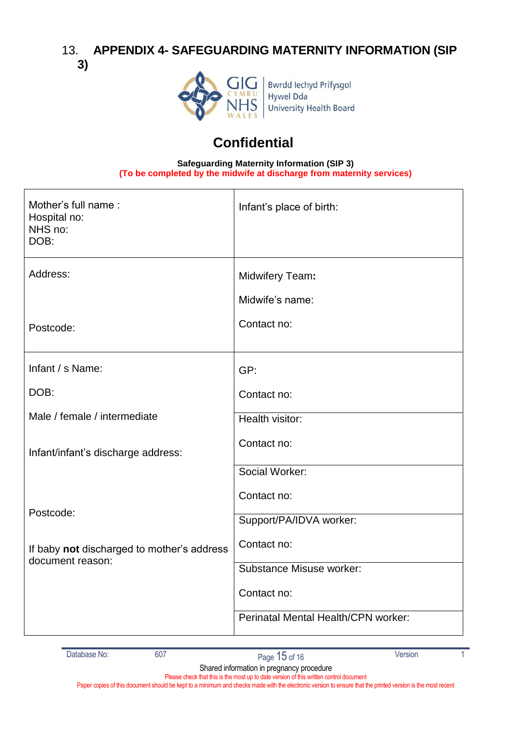# 13. APPENDIX 4- SAFEGUARDING MATERNITY INFORMATION (SIP 3)

GIG CYMRU NHS WALES | Bwrdd Iechyd Prifysgol Hywel Dda University Health Board

## Confidential

**Safeguarding Maternity Information (SIP 3)**
**(To be completed by the midwife at discharge from maternity services)**

| | |
|---|---|
| Mother's full name :<br>Hospital no:<br>NHS no:<br>DOB: | Infant's place of birth: |
| Address:<br><br>Postcode: | Midwifery Team**:**<br>Midwife's name:<br>Contact no: |
| Infant / s Name:<br>DOB:<br>Male / female / intermediate<br><br>Infant/infant's discharge address:<br><br>Postcode:<br><br>If baby **not** discharged to mother's address document reason: | GP:<br>Contact no:<br><br>Health visitor:<br>Contact no:<br><br>Social Worker:<br>Contact no:<br><br>Support/PA/IDVA worker:<br>Contact no:<br><br>Substance Misuse worker:<br>Contact no:<br><br>Perinatal Mental Health/CPN worker: |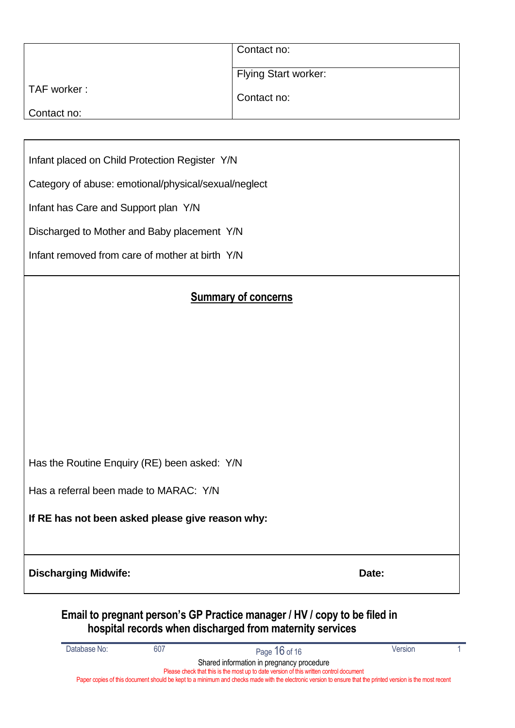| | |
|---|---|
| TAF worker :<br><br>Contact no: | Contact no:<br><br>Flying Start worker:<br><br>Contact no: |

Infant placed on Child Protection Register Y/N

Category of abuse: emotional/physical/sexual/neglect

Infant has Care and Support plan Y/N

Discharged to Mother and Baby placement Y/N

Infant removed from care of mother at birth Y/N

## Summary of concerns

Has the Routine Enquiry (RE) been asked: Y/N

Has a referral been made to MARAC: Y/N

**If RE has not been asked please give reason why:**

**Discharging Midwife:** **Date:**

**Email to pregnant person's GP Practice manager / HV / copy to be filed in hospital records when discharged from maternity services**